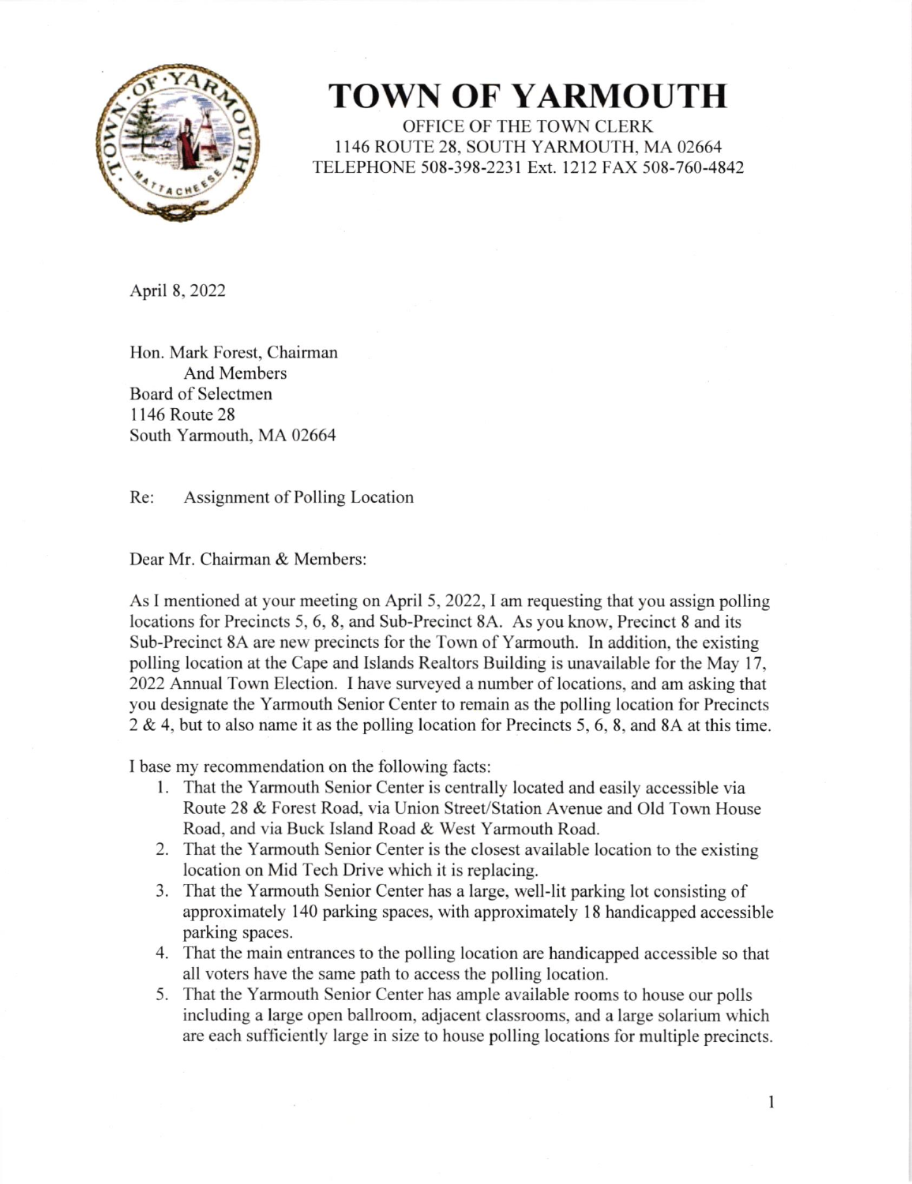# TOWN OF YARMOUTH

OFFICE OF THE TOWN CLERK
1146 ROUTE 28, SOUTH YARMOUTH, MA 02664
TELEPHONE 508-398-2231 Ext. 1212 FAX 508-760-4842

April 8, 2022

Hon. Mark Forest, Chairman
And Members
Board of Selectmen
1146 Route 28
South Yarmouth, MA 02664

Re: Assignment of Polling Location

Dear Mr. Chairman & Members:

As I mentioned at your meeting on April 5, 2022, I am requesting that you assign polling locations for Precincts 5, 6, 8, and Sub-Precinct 8A. As you know, Precinct 8 and its Sub-Precinct 8A are new precincts for the Town of Yarmouth. In addition, the existing polling location at the Cape and Islands Realtors Building is unavailable for the May 17, 2022 Annual Town Election. I have surveyed a number of locations, and am asking that you designate the Yarmouth Senior Center to remain as the polling location for Precincts 2 & 4, but to also name it as the polling location for Precincts 5, 6, 8, and 8A at this time.

I base my recommendation on the following facts:

1. That the Yarmouth Senior Center is centrally located and easily accessible via Route 28 & Forest Road, via Union Street/Station Avenue and Old Town House Road, and via Buck Island Road & West Yarmouth Road.
2. That the Yarmouth Senior Center is the closest available location to the existing location on Mid Tech Drive which it is replacing.
3. That the Yarmouth Senior Center has a large, well-lit parking lot consisting of approximately 140 parking spaces, with approximately 18 handicapped accessible parking spaces.
4. That the main entrances to the polling location are handicapped accessible so that all voters have the same path to access the polling location.
5. That the Yarmouth Senior Center has ample available rooms to house our polls including a large open ballroom, adjacent classrooms, and a large solarium which are each sufficiently large in size to house polling locations for multiple precincts.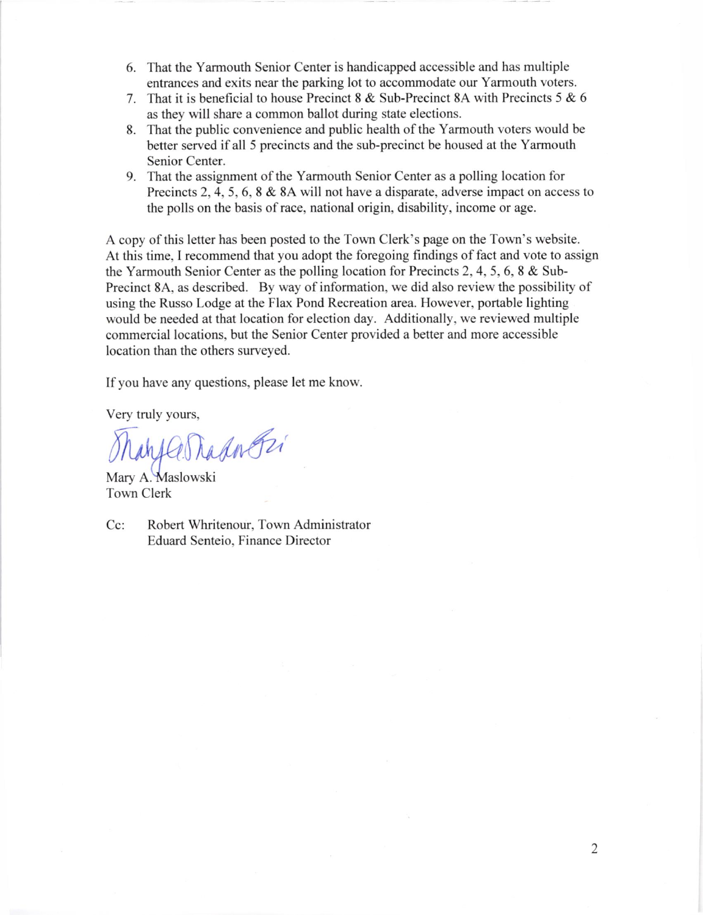6. That the Yarmouth Senior Center is handicapped accessible and has multiple entrances and exits near the parking lot to accommodate our Yarmouth voters.
7. That it is beneficial to house Precinct 8 & Sub-Precinct 8A with Precincts 5 & 6 as they will share a common ballot during state elections.
8. That the public convenience and public health of the Yarmouth voters would be better served if all 5 precincts and the sub-precinct be housed at the Yarmouth Senior Center.
9. That the assignment of the Yarmouth Senior Center as a polling location for Precincts 2, 4, 5, 6, 8 & 8A will not have a disparate, adverse impact on access to the polls on the basis of race, national origin, disability, income or age.

A copy of this letter has been posted to the Town Clerk's page on the Town's website. At this time, I recommend that you adopt the foregoing findings of fact and vote to assign the Yarmouth Senior Center as the polling location for Precincts 2, 4, 5, 6, 8 & Sub-Precinct 8A, as described. By way of information, we did also review the possibility of using the Russo Lodge at the Flax Pond Recreation area. However, portable lighting would be needed at that location for election day. Additionally, we reviewed multiple commercial locations, but the Senior Center provided a better and more accessible location than the others surveyed.

If you have any questions, please let me know.

Very truly yours,

Mary A. Maslowski
Town Clerk

Cc: Robert Whritenour, Town Administrator
Eduard Senteio, Finance Director